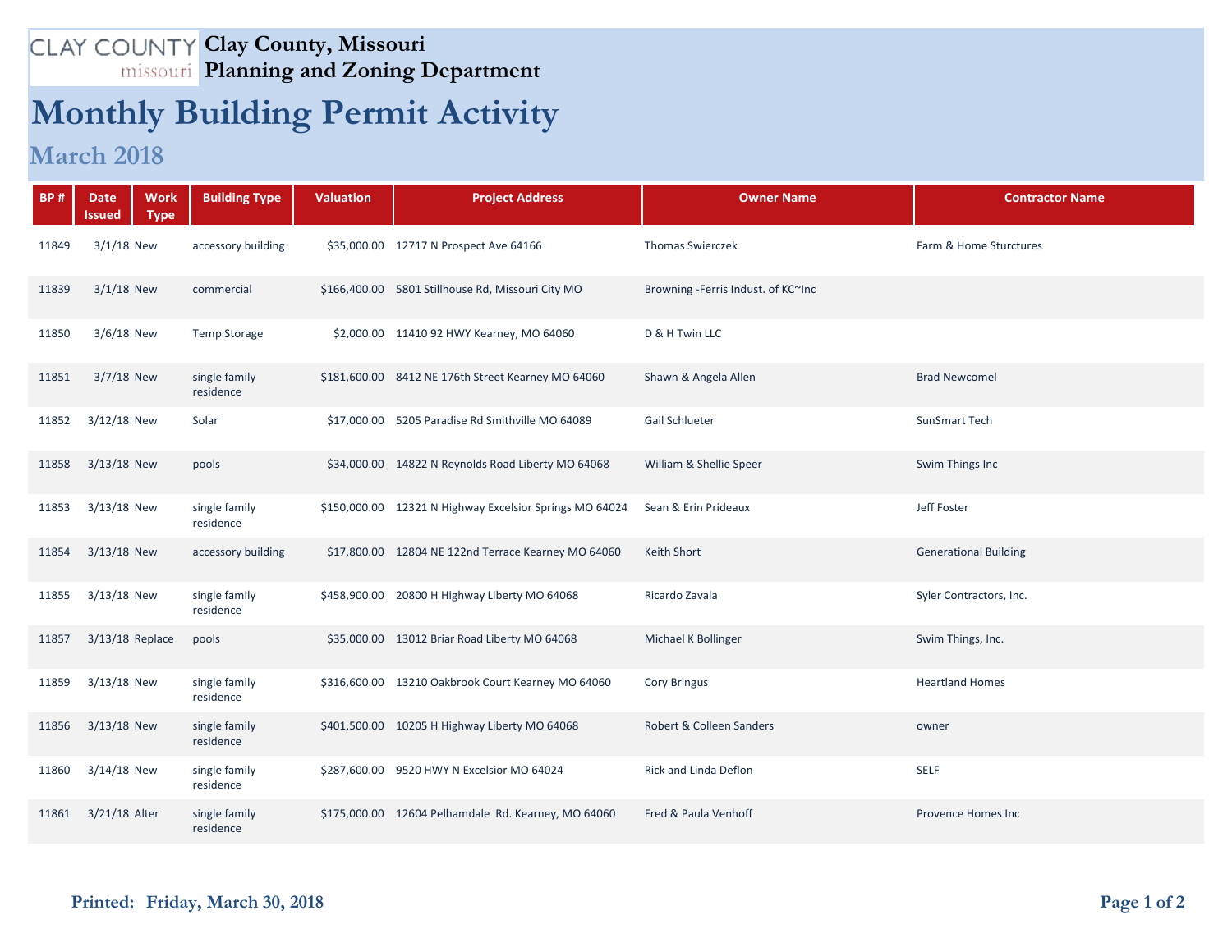CLAY COUNTY missouri **Clay County, Missouri**
**Planning and Zoning Department**

# Monthly Building Permit Activity

## March 2018

| BP # | Date Issued | Work Type | Building Type | Valuation | Project Address | Owner Name | Contractor Name |
|---|---|---|---|---|---|---|---|
| 11849 | 3/1/18 | New | accessory building | $35,000.00 | 12717 N Prospect Ave 64166 | Thomas Swierczek | Farm & Home Sturctures |
| 11839 | 3/1/18 | New | commercial | $166,400.00 | 5801 Stillhouse Rd, Missouri City MO | Browning -Ferris Indust. of KC~Inc | |
| 11850 | 3/6/18 | New | Temp Storage | $2,000.00 | 11410 92 HWY Kearney, MO 64060 | D & H Twin LLC | |
| 11851 | 3/7/18 | New | single family residence | $181,600.00 | 8412 NE 176th Street Kearney MO 64060 | Shawn & Angela Allen | Brad Newcomel |
| 11852 | 3/12/18 | New | Solar | $17,000.00 | 5205 Paradise Rd Smithville MO 64089 | Gail Schlueter | SunSmart Tech |
| 11858 | 3/13/18 | New | pools | $34,000.00 | 14822 N Reynolds Road Liberty MO 64068 | William & Shellie Speer | Swim Things Inc |
| 11853 | 3/13/18 | New | single family residence | $150,000.00 | 12321 N Highway Excelsior Springs MO 64024 | Sean & Erin Prideaux | Jeff Foster |
| 11854 | 3/13/18 | New | accessory building | $17,800.00 | 12804 NE 122nd Terrace Kearney MO 64060 | Keith Short | Generational Building |
| 11855 | 3/13/18 | New | single family residence | $458,900.00 | 20800 H Highway Liberty MO 64068 | Ricardo Zavala | Syler Contractors, Inc. |
| 11857 | 3/13/18 | Replace | pools | $35,000.00 | 13012 Briar Road Liberty MO 64068 | Michael K Bollinger | Swim Things, Inc. |
| 11859 | 3/13/18 | New | single family residence | $316,600.00 | 13210 Oakbrook Court Kearney MO 64060 | Cory Bringus | Heartland Homes |
| 11856 | 3/13/18 | New | single family residence | $401,500.00 | 10205 H Highway Liberty MO 64068 | Robert & Colleen Sanders | owner |
| 11860 | 3/14/18 | New | single family residence | $287,600.00 | 9520 HWY N Excelsior MO 64024 | Rick and Linda Deflon | SELF |
| 11861 | 3/21/18 | Alter | single family residence | $175,000.00 | 12604 Pelhamdale Rd. Kearney, MO 64060 | Fred & Paula Venhoff | Provence Homes Inc |

**Printed: Friday, March 30, 2018**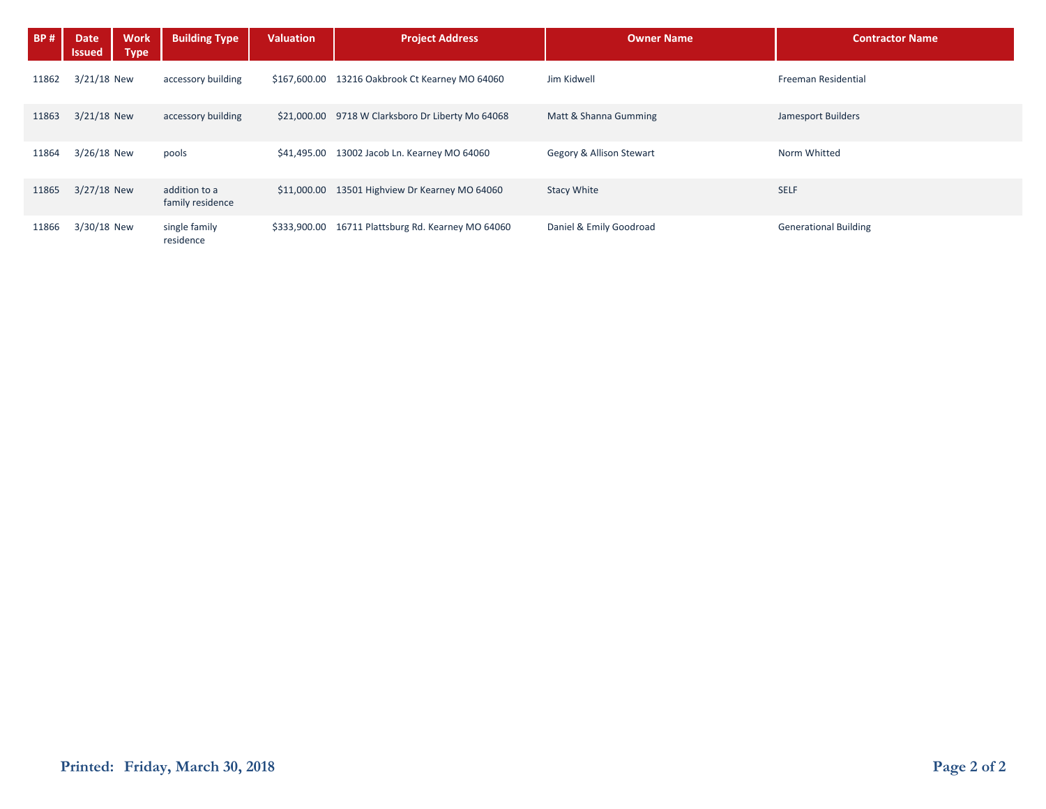| BP # | Date Issued | Work Type | Building Type | Valuation | Project Address | Owner Name | Contractor Name |
|---|---|---|---|---|---|---|---|
| 11862 | 3/21/18 | New | accessory building | $167,600.00 | 13216 Oakbrook Ct Kearney MO 64060 | Jim Kidwell | Freeman Residential |
| 11863 | 3/21/18 | New | accessory building | $21,000.00 | 9718 W Clarksboro Dr Liberty Mo 64068 | Matt & Shanna Gumming | Jamesport Builders |
| 11864 | 3/26/18 | New | pools | $41,495.00 | 13002 Jacob Ln. Kearney MO 64060 | Gegory & Allison Stewart | Norm Whitted |
| 11865 | 3/27/18 | New | addition to a family residence | $11,000.00 | 13501 Highview Dr Kearney MO 64060 | Stacy White | SELF |
| 11866 | 3/30/18 | New | single family residence | $333,900.00 | 16711 Plattsburg Rd. Kearney MO 64060 | Daniel & Emily Goodroad | Generational Building |

**Printed: Friday, March 30, 2018**